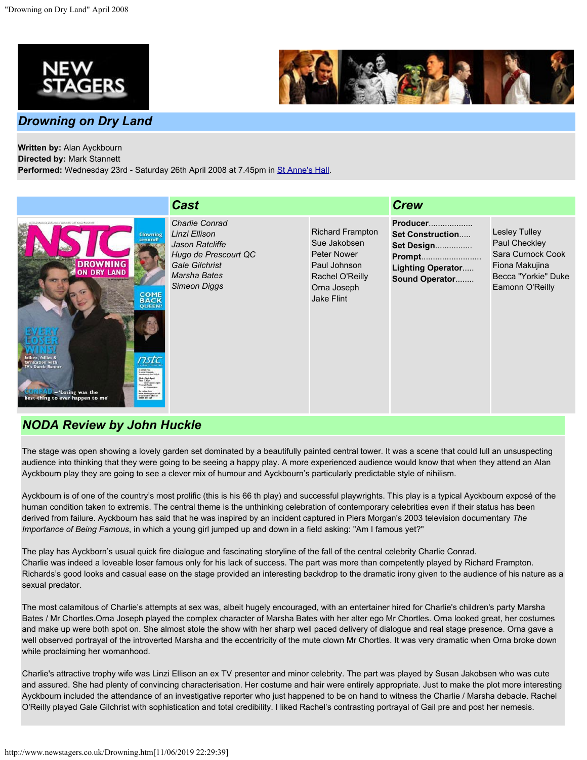# Drowning on Dry Land

**Written by:** Alan Ayckbourn
**Directed by:** Mark Stannett
**Performed:** Wednesday 23rd - Saturday 26th April 2008 at 7.45pm in St Anne's Hall.

## Cast

| Character | Actor |
| --- | --- |
| *Charlie Conrad* | Richard Frampton |
| *Linzi Ellison* | Sue Jakobsen |
| *Jason Ratcliffe* | Peter Nower |
| *Hugo de Prescourt QC* | Paul Johnson |
| *Gale Gilchrist* | Rachel O'Reilly |
| *Marsha Bates* | Orna Joseph |
| *Simeon Diggs* | Jake Flint |

## Crew

| Role | Name |
| --- | --- |
| **Producer**.................. | Lesley Tulley |
| **Set Construction**..... | Paul Checkley |
| **Set Design**............... | Sara Curnock Cook |
| **Prompt**.......................... | Fiona Makujina |
| **Lighting Operator**..... | Becca "Yorkie" Duke |
| **Sound Operator**........ | Eamonn O'Reilly |

## NODA Review by John Huckle

The stage was open showing a lovely garden set dominated by a beautifully painted central tower. It was a scene that could lull an unsuspecting audience into thinking that they were going to be seeing a happy play. A more experienced audience would know that when they attend an Alan Ayckbourn play they are going to see a clever mix of humour and Ayckbourn's particularly predictable style of nihilism.

Ayckbourn is of one of the country's most prolific (this is his 66 th play) and successful playwrights. This play is a typical Ayckbourn exposé of the human condition taken to extremis. The central theme is the unthinking celebration of contemporary celebrities even if their status has been derived from failure. Ayckbourn has said that he was inspired by an incident captured in Piers Morgan's 2003 television documentary *The Importance of Being Famous*, in which a young girl jumped up and down in a field asking: "Am I famous yet?"

The play has Ayckborn's usual quick fire dialogue and fascinating storyline of the fall of the central celebrity Charlie Conrad. Charlie was indeed a loveable loser famous only for his lack of success. The part was more than competently played by Richard Frampton. Richards's good looks and casual ease on the stage provided an interesting backdrop to the dramatic irony given to the audience of his nature as a sexual predator.

The most calamitous of Charlie's attempts at sex was, albeit hugely encouraged, with an entertainer hired for Charlie's children's party Marsha Bates / Mr Chortles.Orna Joseph played the complex character of Marsha Bates with her alter ego Mr Chortles. Orna looked great, her costumes and make up were both spot on. She almost stole the show with her sharp well paced delivery of dialogue and real stage presence. Orna gave a well observed portrayal of the introverted Marsha and the eccentricity of the mute clown Mr Chortles. It was very dramatic when Orna broke down while proclaiming her womanhood.

Charlie's attractive trophy wife was Linzi Ellison an ex TV presenter and minor celebrity. The part was played by Susan Jakobsen who was cute and assured. She had plenty of convincing characterisation. Her costume and hair were entirely appropriate. Just to make the plot more interesting Ayckbourn included the attendance of an investigative reporter who just happened to be on hand to witness the Charlie / Marsha debacle. Rachel O'Reilly played Gale Gilchrist with sophistication and total credibility. I liked Rachel's contrasting portrayal of Gail pre and post her nemesis.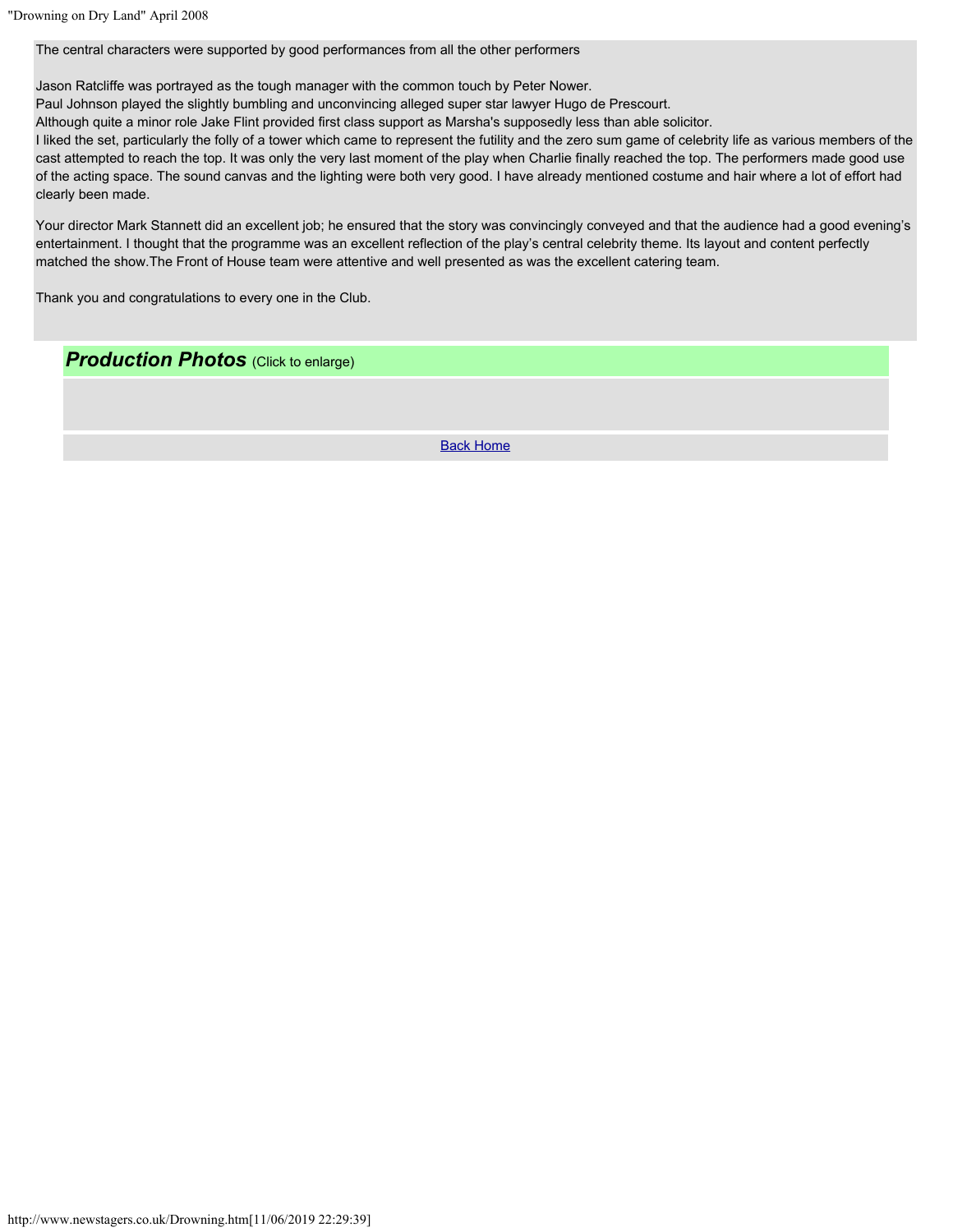The central characters were supported by good performances from all the other performers

Jason Ratcliffe was portrayed as the tough manager with the common touch by Peter Nower.
Paul Johnson played the slightly bumbling and unconvincing alleged super star lawyer Hugo de Prescourt.
Although quite a minor role Jake Flint provided first class support as Marsha's supposedly less than able solicitor.
I liked the set, particularly the folly of a tower which came to represent the futility and the zero sum game of celebrity life as various members of the cast attempted to reach the top. It was only the very last moment of the play when Charlie finally reached the top. The performers made good use of the acting space. The sound canvas and the lighting were both very good. I have already mentioned costume and hair where a lot of effort had clearly been made.

Your director Mark Stannett did an excellent job; he ensured that the story was convincingly conveyed and that the audience had a good evening's entertainment. I thought that the programme was an excellent reflection of the play's central celebrity theme. Its layout and content perfectly matched the show.The Front of House team were attentive and well presented as was the excellent catering team.

Thank you and congratulations to every one in the Club.

## ***Production Photos*** (Click to enlarge)

Back Home